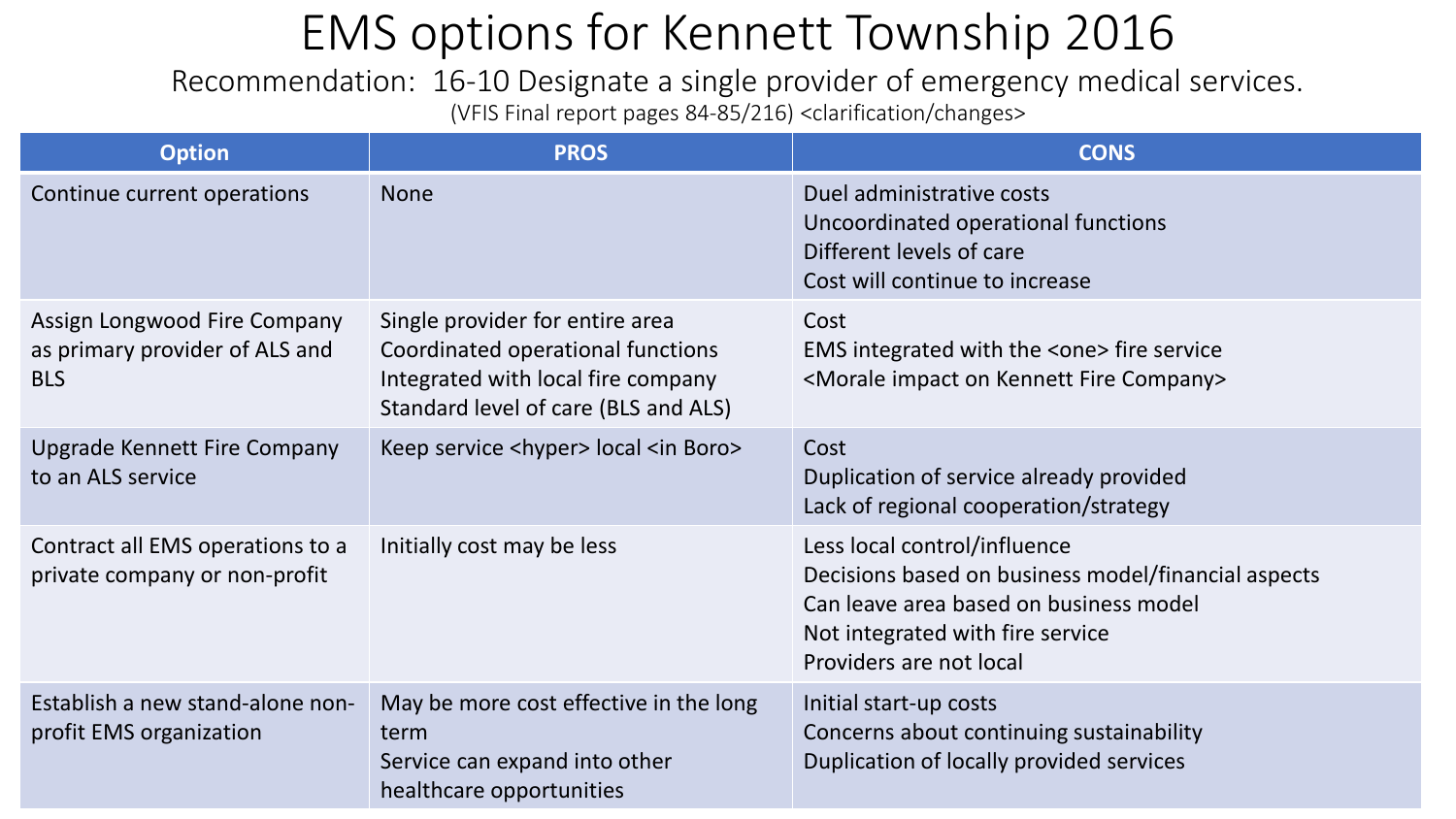# EMS options for Kennett Township 2016

Recommendation: 16-10 Designate a single provider of emergency medical services.

(VFIS Final report pages 84-85/216) <clarification/changes>

| Option | PROS | CONS |
|---|---|---|
| Continue current operations | None | Duel administrative costs<br>Uncoordinated operational functions<br>Different levels of care<br>Cost will continue to increase |
| Assign Longwood Fire Company as primary provider of ALS and BLS | Single provider for entire area<br>Coordinated operational functions<br>Integrated with local fire company<br>Standard level of care (BLS and ALS) | Cost<br>EMS integrated with the <one> fire service<br><Morale impact on Kennett Fire Company> |
| Upgrade Kennett Fire Company to an ALS service | Keep service <hyper> local <in Boro> | Cost<br>Duplication of service already provided<br>Lack of regional cooperation/strategy |
| Contract all EMS operations to a private company or non-profit | Initially cost may be less | Less local control/influence<br>Decisions based on business model/financial aspects<br>Can leave area based on business model<br>Not integrated with fire service<br>Providers are not local |
| Establish a new stand-alone non-profit EMS organization | May be more cost effective in the long term<br>Service can expand into other healthcare opportunities | Initial start-up costs<br>Concerns about continuing sustainability<br>Duplication of locally provided services |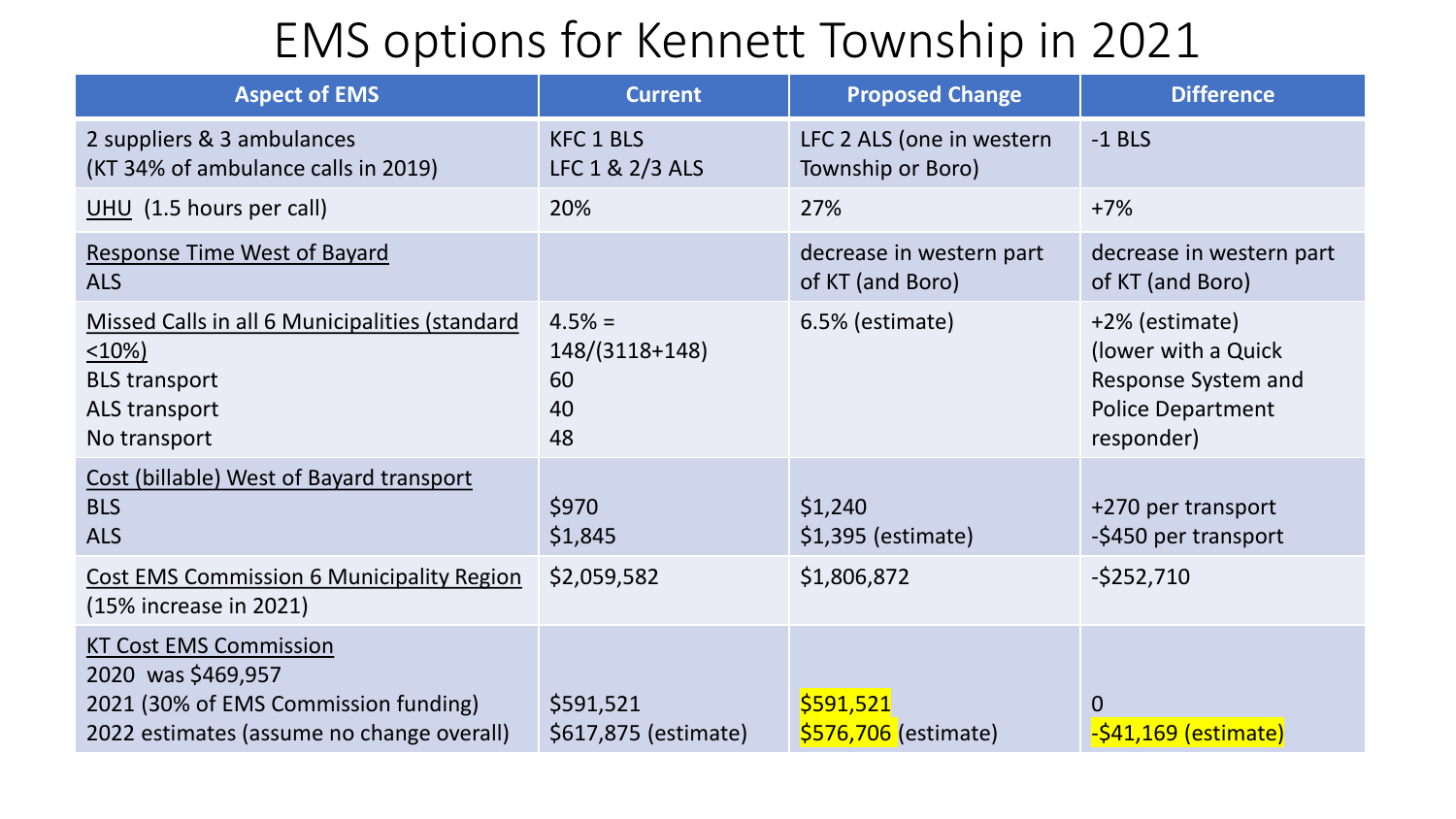# EMS options for Kennett Township in 2021

| Aspect of EMS | Current | Proposed Change | Difference |
| --- | --- | --- | --- |
| 2 suppliers & 3 ambulances<br>(KT 34% of ambulance calls in 2019) | KFC 1 BLS<br>LFC 1 & 2/3 ALS | LFC 2 ALS (one in western Township or Boro) | -1 BLS |
| UHU (1.5 hours per call) | 20% | 27% | +7% |
| Response Time West of Bayard<br>ALS | | decrease in western part of KT (and Boro) | decrease in western part of KT (and Boro) |
| Missed Calls in all 6 Municipalities (standard <10%)<br>BLS transport<br>ALS transport<br>No transport | 4.5% = 148/(3118+148)<br>60<br>40<br>48 | 6.5% (estimate) | +2% (estimate) (lower with a Quick Response System and Police Department responder) |
| Cost (billable) West of Bayard transport<br>BLS<br>ALS | <br>$970<br>$1,845 | <br>$1,240<br>$1,395 (estimate) | <br>+270 per transport<br>-$450 per transport |
| Cost EMS Commission 6 Municipality Region (15% increase in 2021) | $2,059,582 | $1,806,872 | -$252,710 |
| KT Cost EMS Commission<br>2020 was $469,957<br>2021 (30% of EMS Commission funding)<br>2022 estimates (assume no change overall) | <br><br>$591,521<br>$617,875 (estimate) | <br><br>$591,521<br>$576,706 (estimate) | <br><br>0<br>-$41,169 (estimate) |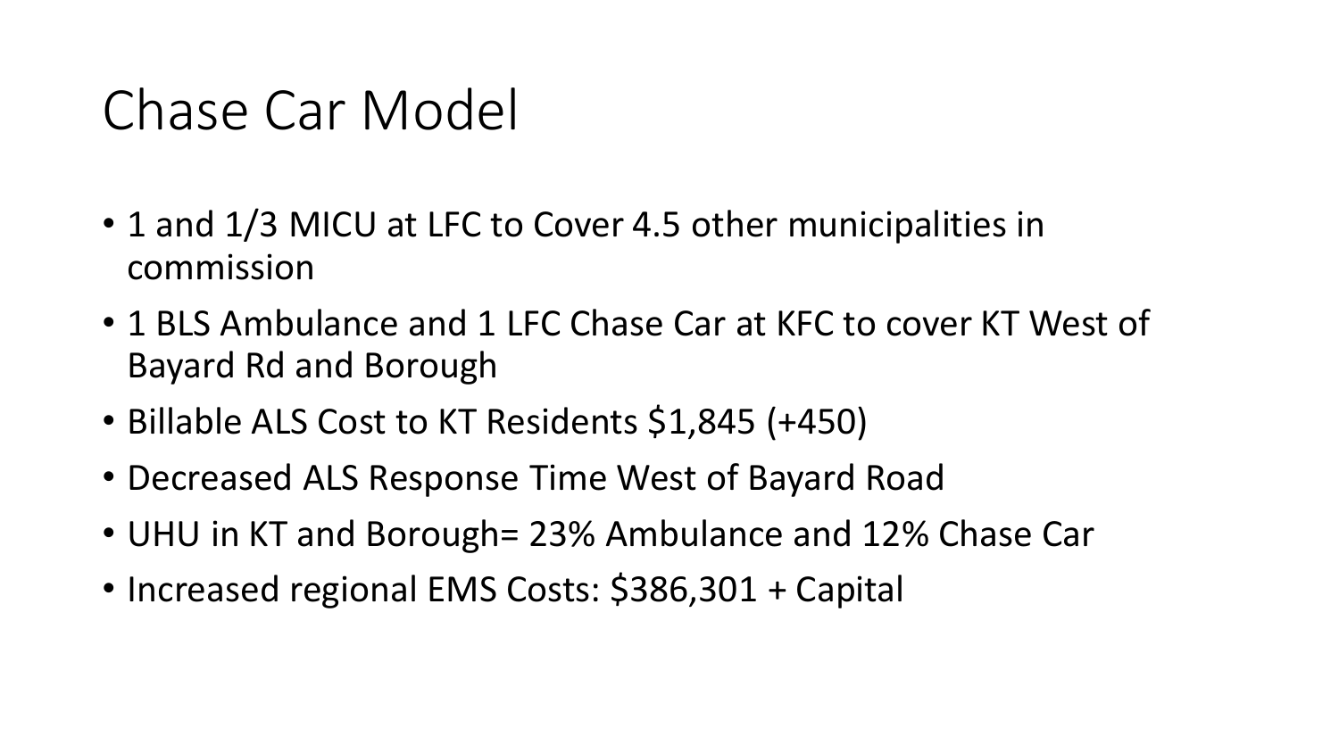# Chase Car Model

- 1 and 1/3 MICU at LFC to Cover 4.5 other municipalities in commission
- 1 BLS Ambulance and 1 LFC Chase Car at KFC to cover KT West of Bayard Rd and Borough
- Billable ALS Cost to KT Residents $1,845 (+450)
- Decreased ALS Response Time West of Bayard Road
- UHU in KT and Borough= 23% Ambulance and 12% Chase Car
- Increased regional EMS Costs: $386,301 + Capital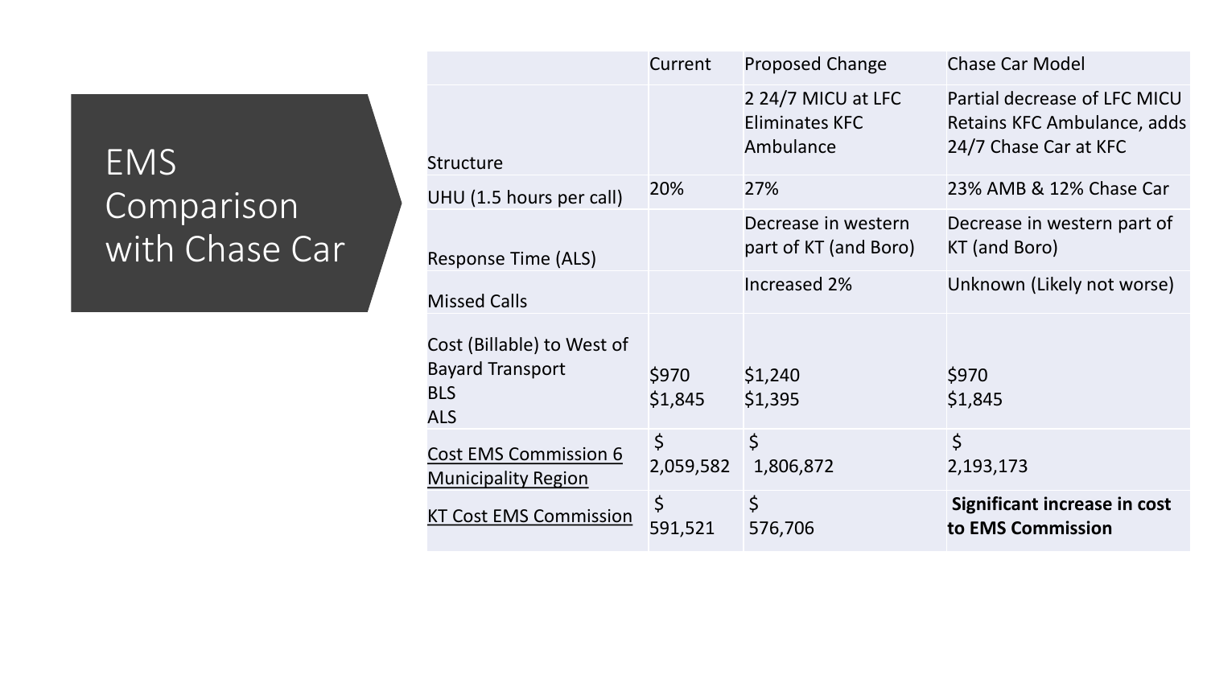# EMS Comparison with Chase Car

| | Current | Proposed Change | Chase Car Model |
|---|---|---|---|
| Structure | | 2 24/7 MICU at LFC Eliminates KFC Ambulance | Partial decrease of LFC MICU Retains KFC Ambulance, adds 24/7 Chase Car at KFC |
| UHU (1.5 hours per call) | 20% | 27% | 23% AMB & 12% Chase Car |
| Response Time (ALS) | | Decrease in western part of KT (and Boro) | Decrease in western part of KT (and Boro) |
| Missed Calls | | Increased 2% | Unknown (Likely not worse) |
| Cost (Billable) to West of Bayard Transport<br>BLS<br>ALS | <br><br>$970<br>$1,845 | <br><br>$1,240<br>$1,395 | <br><br>$970<br>$1,845 |
| <u>Cost EMS Commission 6 Municipality Region</u> | $ 2,059,582 | $ 1,806,872 | $ 2,193,173 |
| <u>KT Cost EMS Commission</u> | $ 591,521 | $ 576,706 | **Significant increase in cost to EMS Commission** |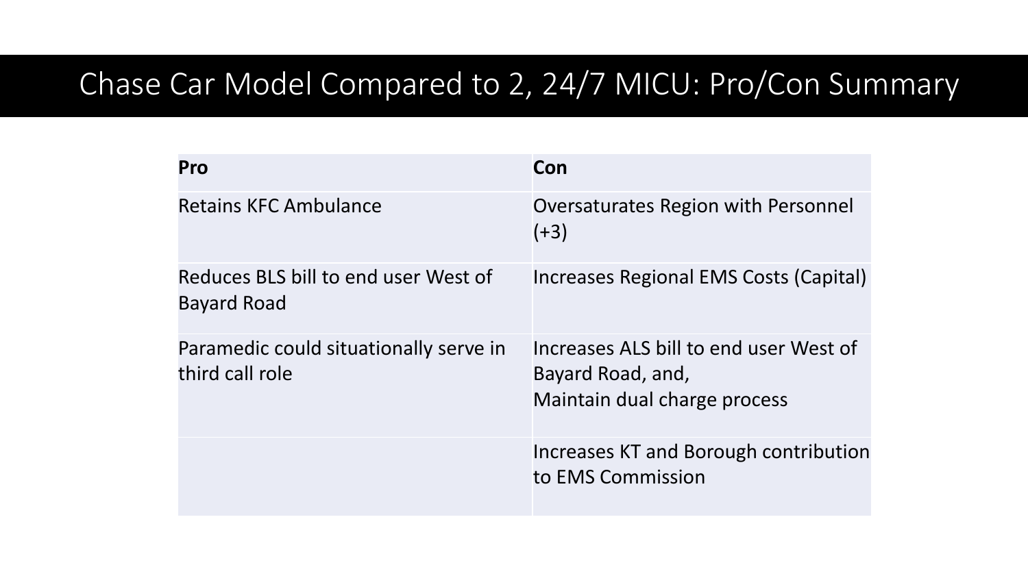# Chase Car Model Compared to 2, 24/7 MICU: Pro/Con Summary

| Pro | Con |
| --- | --- |
| Retains KFC Ambulance | Oversaturates Region with Personnel (+3) |
| Reduces BLS bill to end user West of Bayard Road | Increases Regional EMS Costs (Capital) |
| Paramedic could situationally serve in third call role | Increases ALS bill to end user West of Bayard Road, and,<br>Maintain dual charge process |
| | Increases KT and Borough contribution to EMS Commission |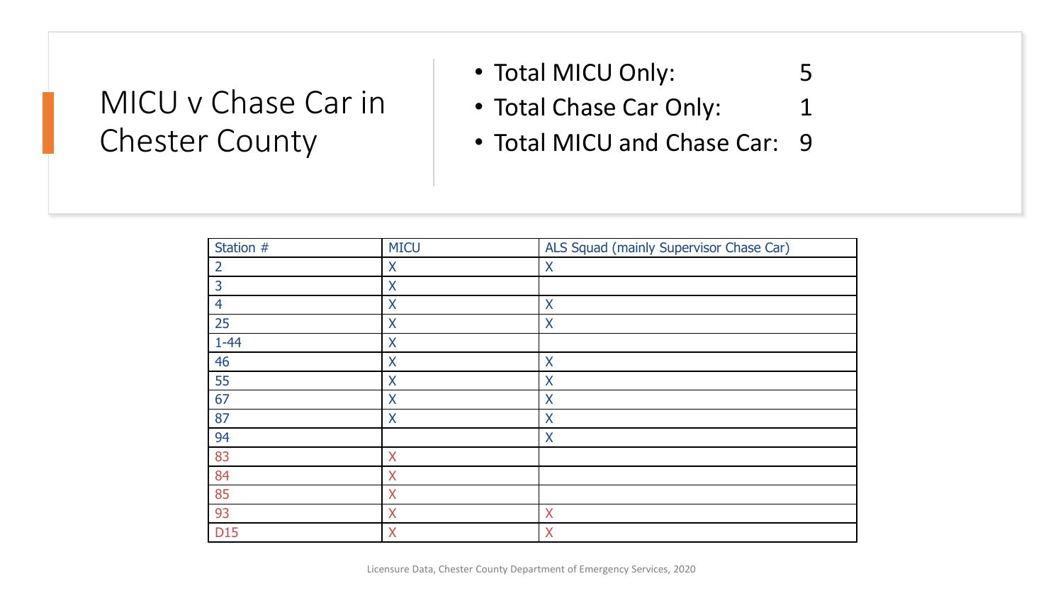# MICU v Chase Car in Chester County

- Total MICU Only: 5
- Total Chase Car Only: 1
- Total MICU and Chase Car: 9

| Station # | MICU | ALS Squad (mainly Supervisor Chase Car) |
|---|---|---|
| 2 | X | X |
| 3 | X | |
| 4 | X | X |
| 25 | X | X |
| 1-44 | X | |
| 46 | X | X |
| 55 | X | X |
| 67 | X | X |
| 87 | X | X |
| 94 | | X |
| 83 | X | |
| 84 | X | |
| 85 | X | |
| 93 | X | X |
| D15 | X | X |

Licensure Data, Chester County Department of Emergency Services, 2020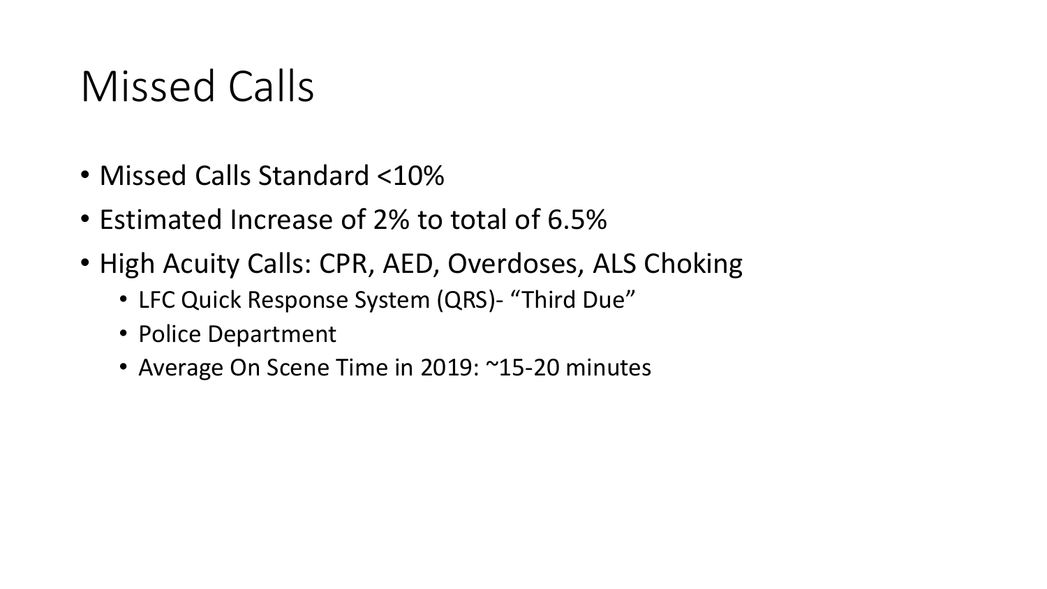# Missed Calls

- Missed Calls Standard <10%
- Estimated Increase of 2% to total of 6.5%
- High Acuity Calls: CPR, AED, Overdoses, ALS Choking
  - LFC Quick Response System (QRS)- “Third Due”
  - Police Department
  - Average On Scene Time in 2019: ~15-20 minutes